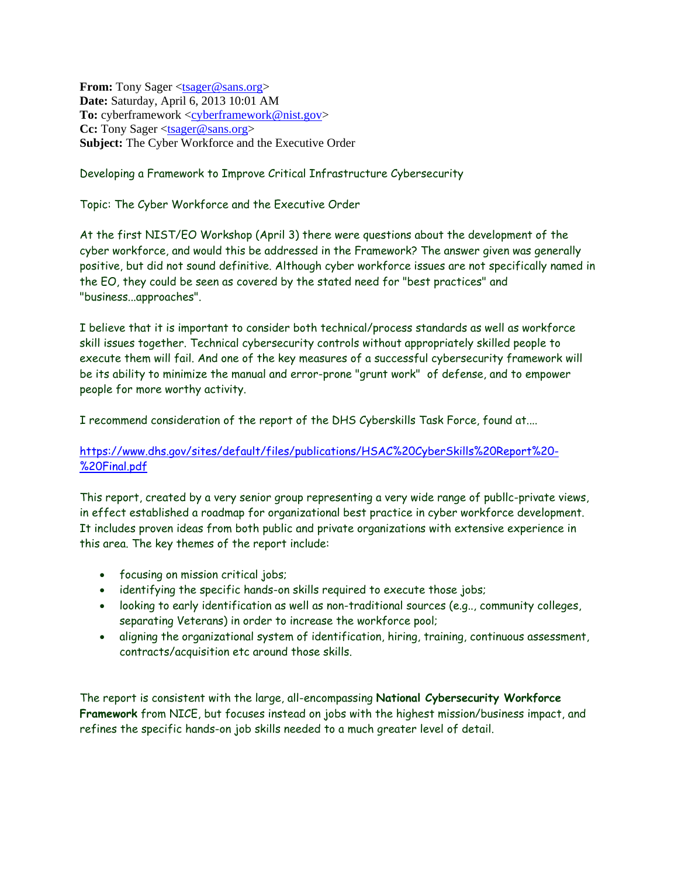**From:** Tony Sager <tsager@sans.org>
**Date:** Saturday, April 6, 2013 10:01 AM
**To:** cyberframework <cyberframework@nist.gov>
**Cc:** Tony Sager <tsager@sans.org>
**Subject:** The Cyber Workforce and the Executive Order

Developing a Framework to Improve Critical Infrastructure Cybersecurity

Topic: The Cyber Workforce and the Executive Order

At the first NIST/EO Workshop (April 3) there were questions about the development of the cyber workforce, and would this be addressed in the Framework? The answer given was generally positive, but did not sound definitive. Although cyber workforce issues are not specifically named in the EO, they could be seen as covered by the stated need for "best practices" and "business...approaches".

I believe that it is important to consider both technical/process standards as well as workforce skill issues together. Technical cybersecurity controls without appropriately skilled people to execute them will fail. And one of the key measures of a successful cybersecurity framework will be its ability to minimize the manual and error-prone "grunt work" of defense, and to empower people for more worthy activity.

I recommend consideration of the report of the DHS Cyberskills Task Force, found at....

https://www.dhs.gov/sites/default/files/publications/HSAC%20CyberSkills%20Report%20-%20Final.pdf

This report, created by a very senior group representing a very wide range of publlc-private views, in effect established a roadmap for organizational best practice in cyber workforce development. It includes proven ideas from both public and private organizations with extensive experience in this area. The key themes of the report include:

- focusing on mission critical jobs;
- identifying the specific hands-on skills required to execute those jobs;
- looking to early identification as well as non-traditional sources (e.g.., community colleges, separating Veterans) in order to increase the workforce pool;
- aligning the organizational system of identification, hiring, training, continuous assessment, contracts/acquisition etc around those skills.

The report is consistent with the large, all-encompassing **National Cybersecurity Workforce Framework** from NICE, but focuses instead on jobs with the highest mission/business impact, and refines the specific hands-on job skills needed to a much greater level of detail.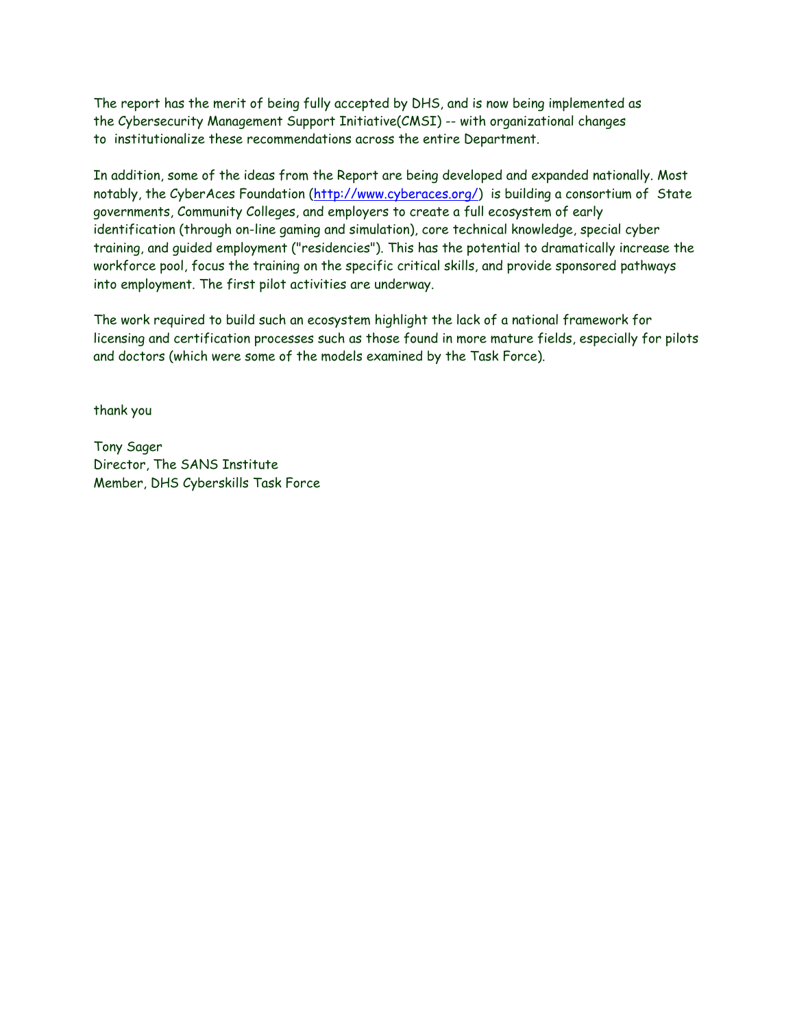The report has the merit of being fully accepted by DHS, and is now being implemented as the Cybersecurity Management Support Initiative(CMSI) -- with organizational changes to institutionalize these recommendations across the entire Department.

In addition, some of the ideas from the Report are being developed and expanded nationally. Most notably, the CyberAces Foundation (http://www.cyberaces.org/) is building a consortium of State governments, Community Colleges, and employers to create a full ecosystem of early identification (through on-line gaming and simulation), core technical knowledge, special cyber training, and guided employment ("residencies"). This has the potential to dramatically increase the workforce pool, focus the training on the specific critical skills, and provide sponsored pathways into employment. The first pilot activities are underway.

The work required to build such an ecosystem highlight the lack of a national framework for licensing and certification processes such as those found in more mature fields, especially for pilots and doctors (which were some of the models examined by the Task Force).

thank you

Tony Sager
Director, The SANS Institute
Member, DHS Cyberskills Task Force